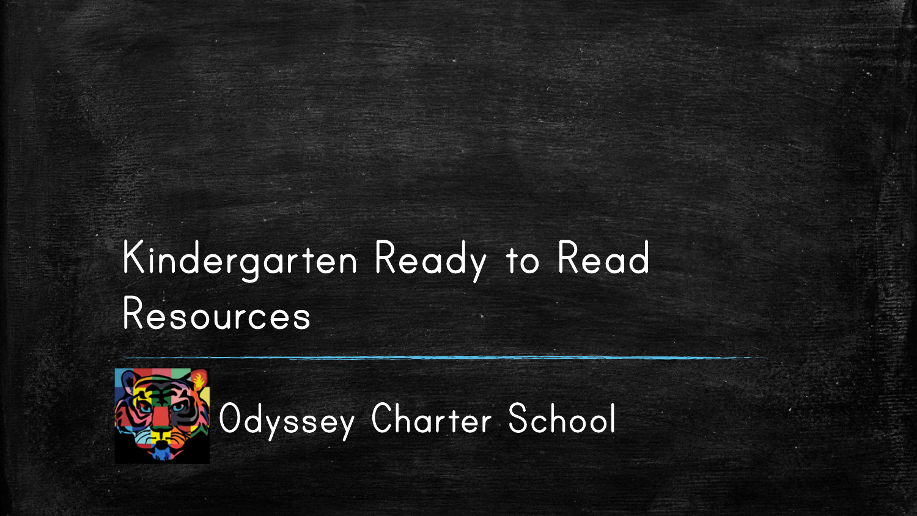# Kindergarten Ready to Read Resources

Odyssey Charter School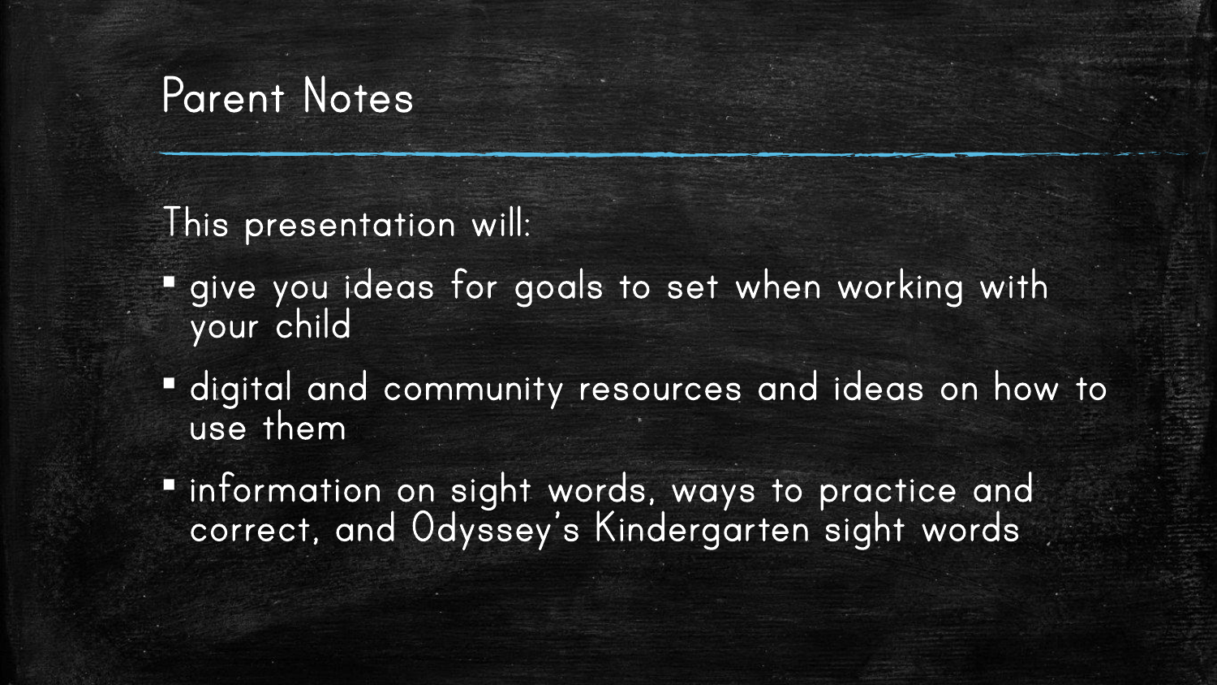# Parent Notes

This presentation will:

- give you ideas for goals to set when working with your child
- digital and community resources and ideas on how to use them
- information on sight words, ways to practice and correct, and Odyssey's Kindergarten sight words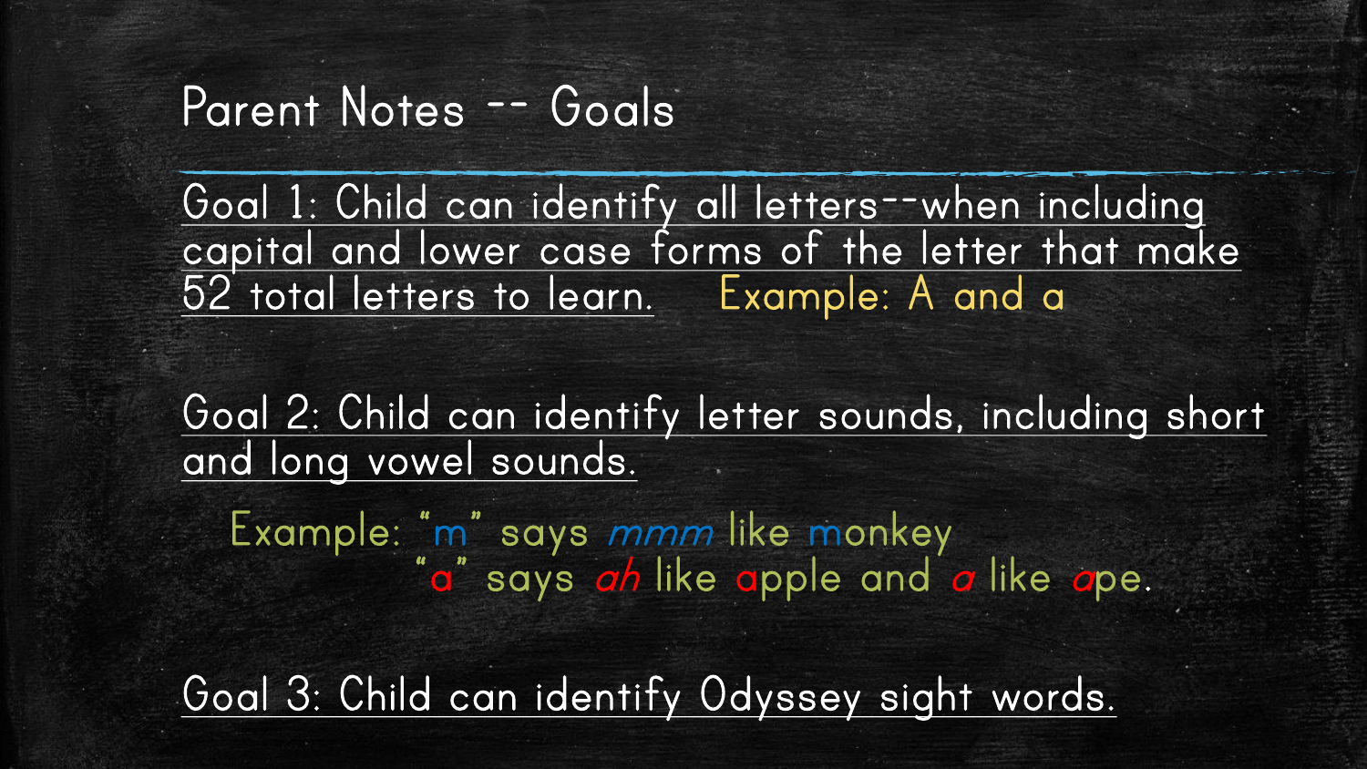# Parent Notes -- Goals

Goal 1: Child can identify all letters--when including capital and lower case forms of the letter that make 52 total letters to learn. Example: A and a

Goal 2: Child can identify letter sounds, including short and long vowel sounds.

Example: "m" says *mmm* like monkey
"a" says *ah* like apple and *a* like ape.

Goal 3: Child can identify Odyssey sight words.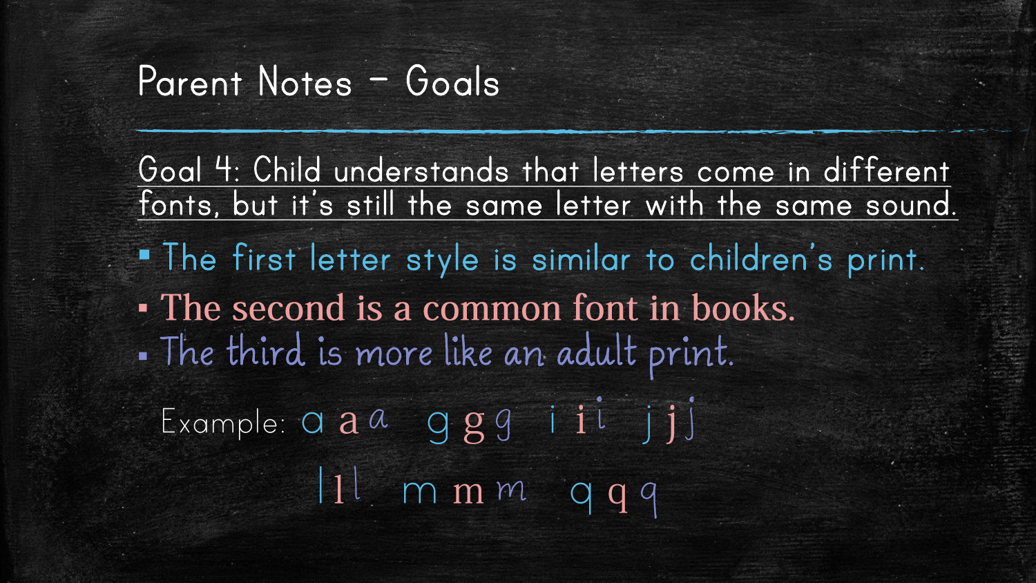# Parent Notes – Goals

Goal 4: Child understands that letters come in different fonts, but it's still the same letter with the same sound.

- The first letter style is similar to children's print.
- The second is a common font in books.
- The third is more like an adult print.

Example: a a a  g g g  i i i  j j j

l l l  m m m  q q q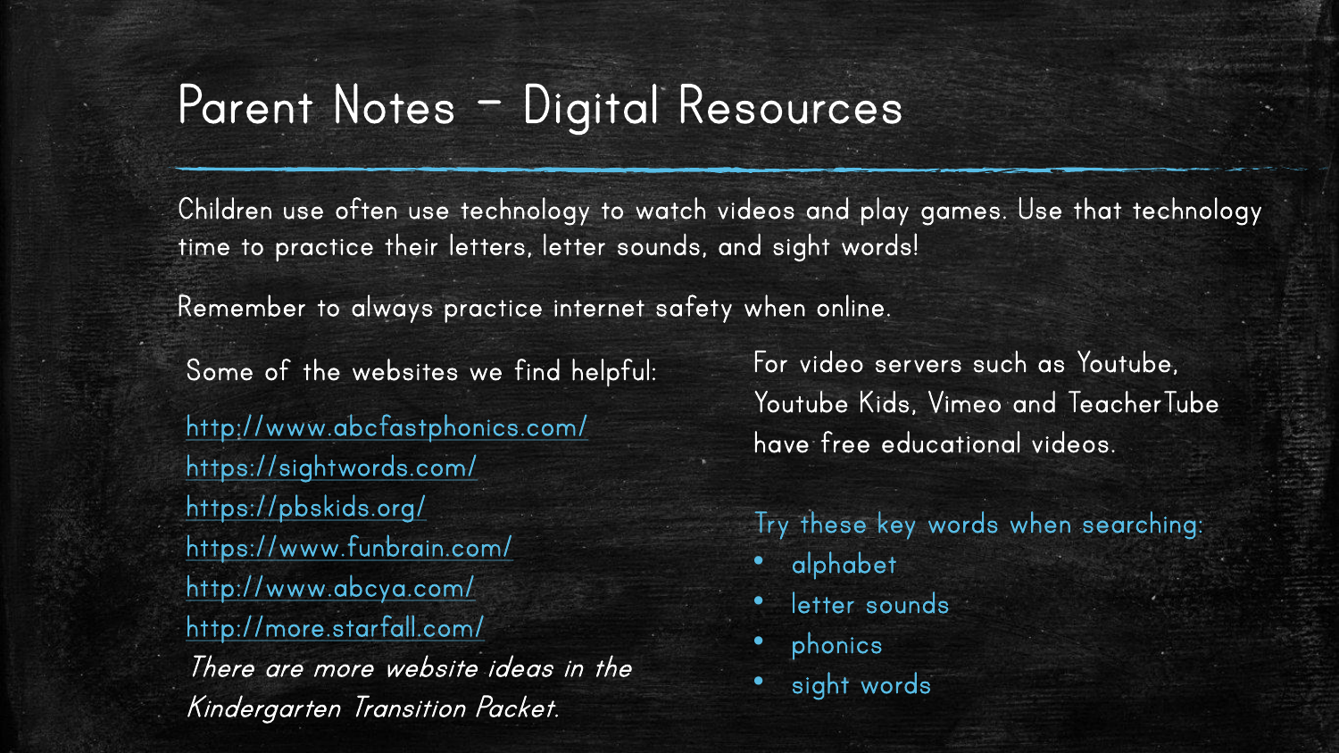# Parent Notes – Digital Resources

Children use often use technology to watch videos and play games. Use that technology time to practice their letters, letter sounds, and sight words!

Remember to always practice internet safety when online.

Some of the websites we find helpful:

http://www.abcfastphonics.com/
https://sightwords.com/
https://pbskids.org/
https://www.funbrain.com/
http://www.abcya.com/
http://more.starfall.com/

*There are more website ideas in the Kindergarten Transition Packet.*

For video servers such as Youtube, Youtube Kids, Vimeo and TeacherTube have free educational videos.

Try these key words when searching:

- alphabet
- letter sounds
- phonics
- sight words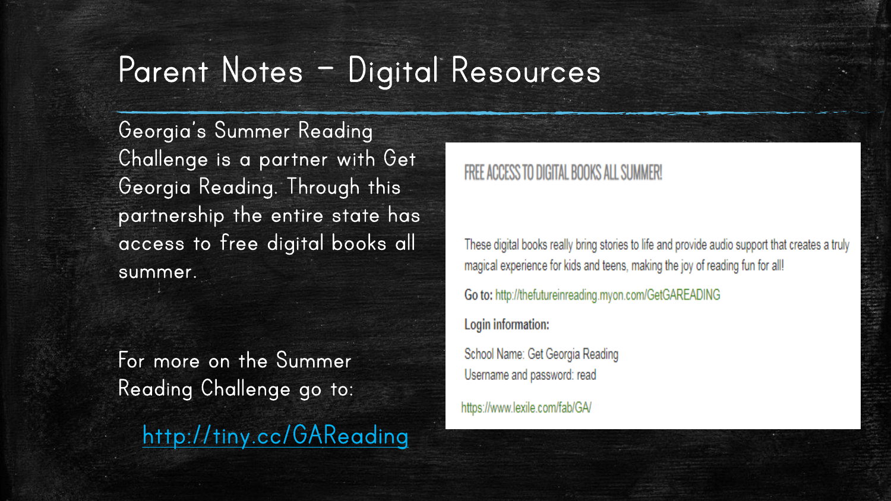# Parent Notes – Digital Resources

Georgia's Summer Reading Challenge is a partner with Get Georgia Reading. Through this partnership the entire state has access to free digital books all summer.

For more on the Summer Reading Challenge go to:

http://tiny.cc/GAReading

## FREE ACCESS TO DIGITAL BOOKS ALL SUMMER!

These digital books really bring stories to life and provide audio support that creates a truly magical experience for kids and teens, making the joy of reading fun for all!

**Go to:** http://thefutureinreading.myon.com/GetGAREADING

**Login information:**

School Name: Get Georgia Reading
Username and password: read

https://www.lexile.com/fab/GA/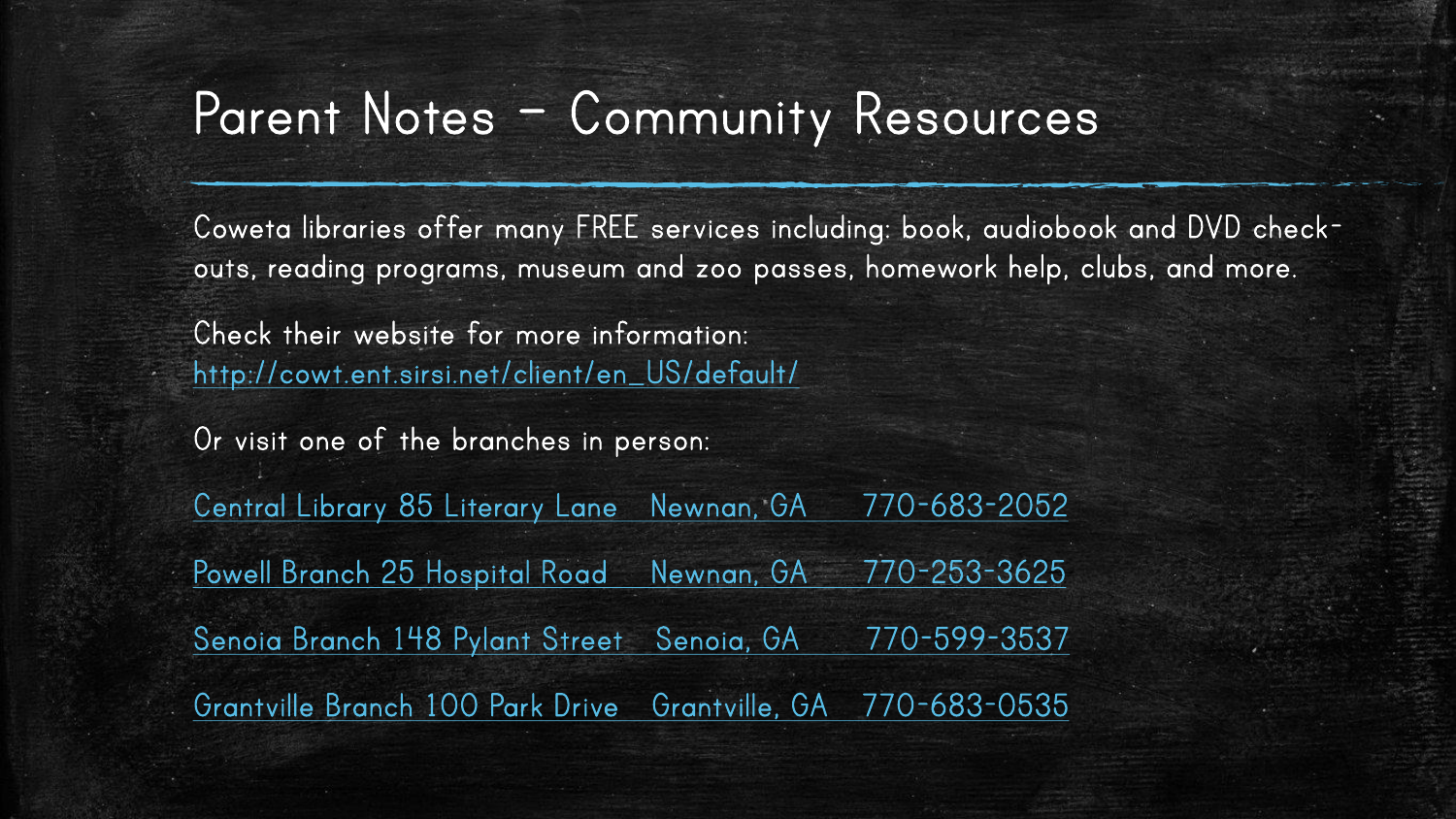# Parent Notes – Community Resources

Coweta libraries offer many FREE services including: book, audiobook and DVD check-outs, reading programs, museum and zoo passes, homework help, clubs, and more.

Check their website for more information:
http://cowt.ent.sirsi.net/client/en_US/default/

Or visit one of the branches in person:

Central Library 85 Literary Lane Newnan, GA 770-683-2052

Powell Branch 25 Hospital Road Newnan, GA 770-253-3625

Senoia Branch 148 Pylant Street Senoia, GA 770-599-3537

Grantville Branch 100 Park Drive Grantville, GA 770-683-0535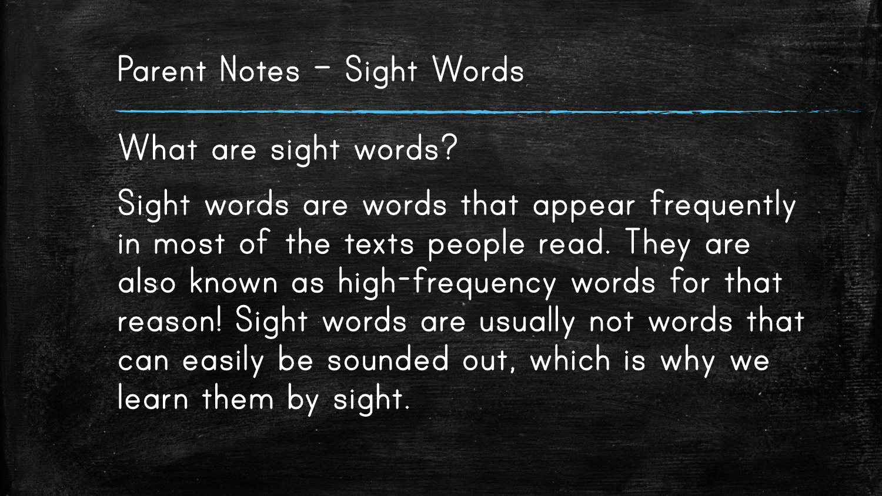# Parent Notes – Sight Words

## What are sight words?

Sight words are words that appear frequently in most of the texts people read. They are also known as high-frequency words for that reason! Sight words are usually not words that can easily be sounded out, which is why we learn them by sight.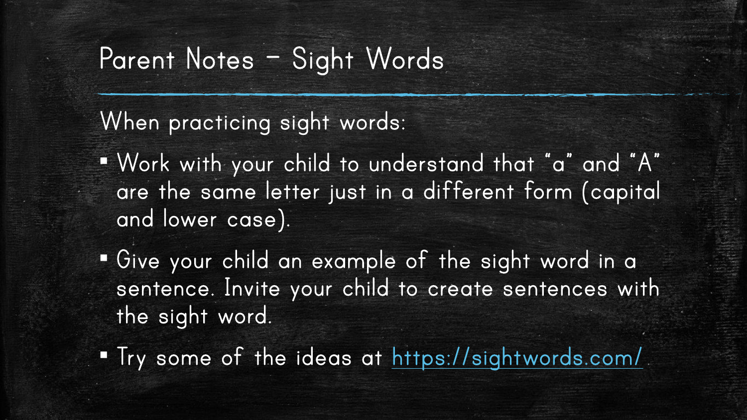# Parent Notes – Sight Words

When practicing sight words:

- Work with your child to understand that "a" and "A" are the same letter just in a different form (capital and lower case).
- Give your child an example of the sight word in a sentence. Invite your child to create sentences with the sight word.
- Try some of the ideas at [https://sightwords.com/](https://sightwords.com/)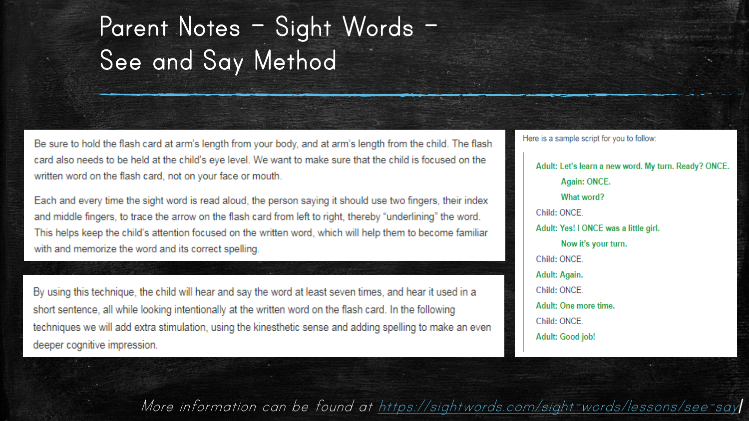# Parent Notes – Sight Words – See and Say Method

Be sure to hold the flash card at arm's length from your body, and at arm's length from the child. The flash card also needs to be held at the child's eye level. We want to make sure that the child is focused on the written word on the flash card, not on your face or mouth.

Each and every time the sight word is read aloud, the person saying it should use two fingers, their index and middle fingers, to trace the arrow on the flash card from left to right, thereby "underlining" the word. This helps keep the child's attention focused on the written word, which will help them to become familiar with and memorize the word and its correct spelling.

By using this technique, the child will hear and say the word at least seven times, and hear it used in a short sentence, all while looking intentionally at the written word on the flash card. In the following techniques we will add extra stimulation, using the kinesthetic sense and adding spelling to make an even deeper cognitive impression.

Here is a sample script for you to follow:

> **Adult: Let's learn a new word. My turn. Ready? ONCE.**
> **Again: ONCE.**
> **What word?**
> Child: ONCE.
> **Adult: Yes! I ONCE was a little girl.**
> **Now it's your turn.**
> Child: ONCE.
> **Adult: Again.**
> Child: ONCE.
> **Adult: One more time.**
> Child: ONCE.
> **Adult: Good job!**

*More information can be found at [https://sightwords.com/sight-words/lessons/see-say/](https://sightwords.com/sight-words/lessons/see-say/)*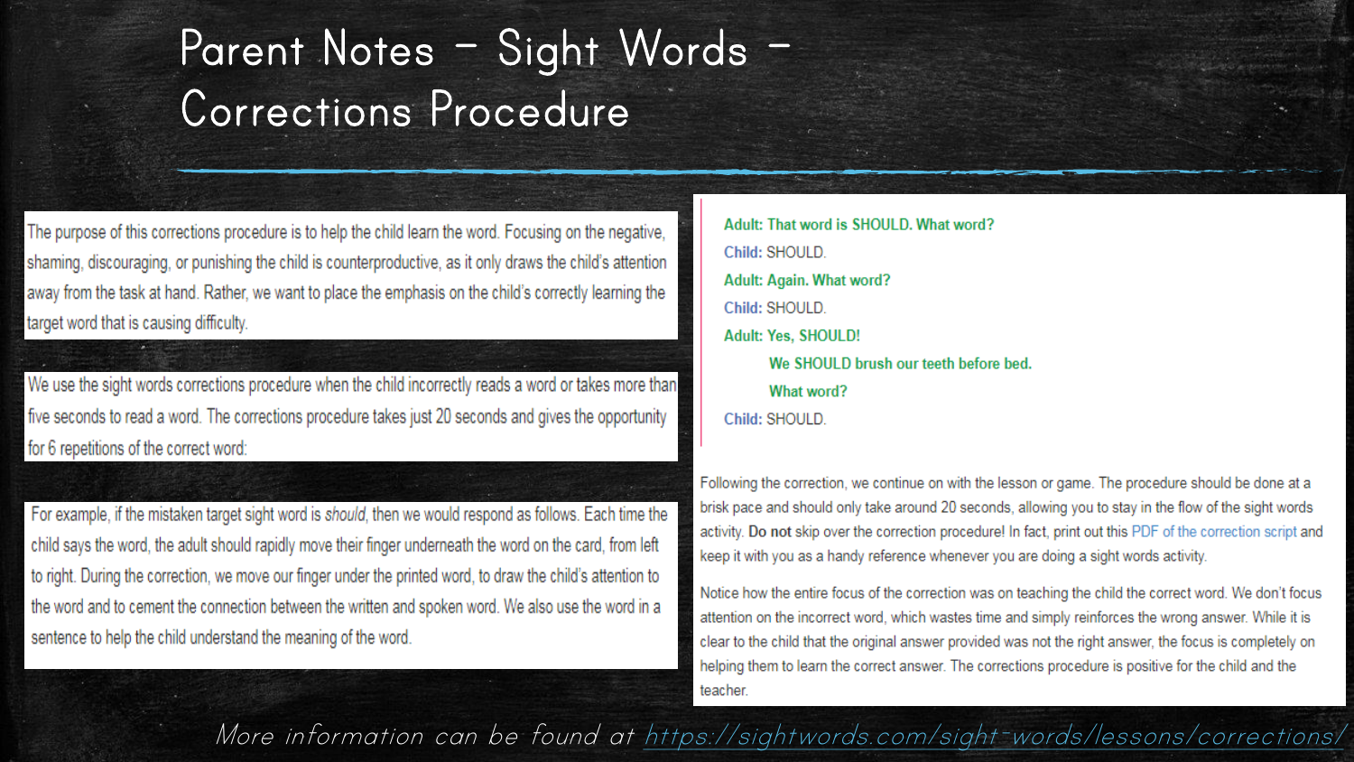# Parent Notes – Sight Words – Corrections Procedure

The purpose of this corrections procedure is to help the child learn the word. Focusing on the negative, shaming, discouraging, or punishing the child is counterproductive, as it only draws the child's attention away from the task at hand. Rather, we want to place the emphasis on the child's correctly learning the target word that is causing difficulty.

We use the sight words corrections procedure when the child incorrectly reads a word or takes more than five seconds to read a word. The corrections procedure takes just 20 seconds and gives the opportunity for 6 repetitions of the correct word:

For example, if the mistaken target sight word is *should*, then we would respond as follows. Each time the child says the word, the adult should rapidly move their finger underneath the word on the card, from left to right. During the correction, we move our finger under the printed word, to draw the child's attention to the word and to cement the connection between the written and spoken word. We also use the word in a sentence to help the child understand the meaning of the word.

**Adult: That word is SHOULD. What word?**

**Child:** SHOULD.

**Adult: Again. What word?**

**Child:** SHOULD.

**Adult: Yes, SHOULD!**

**We SHOULD brush our teeth before bed.**

**What word?**

**Child:** SHOULD.

Following the correction, we continue on with the lesson or game. The procedure should be done at a brisk pace and should only take around 20 seconds, allowing you to stay in the flow of the sight words activity. **Do not** skip over the correction procedure! In fact, print out this PDF of the correction script and keep it with you as a handy reference whenever you are doing a sight words activity.

Notice how the entire focus of the correction was on teaching the child the correct word. We don't focus attention on the incorrect word, which wastes time and simply reinforces the wrong answer. While it is clear to the child that the original answer provided was not the right answer, the focus is completely on helping them to learn the correct answer. The corrections procedure is positive for the child and the teacher.

*More information can be found at https://sightwords.com/sight-words/lessons/corrections/*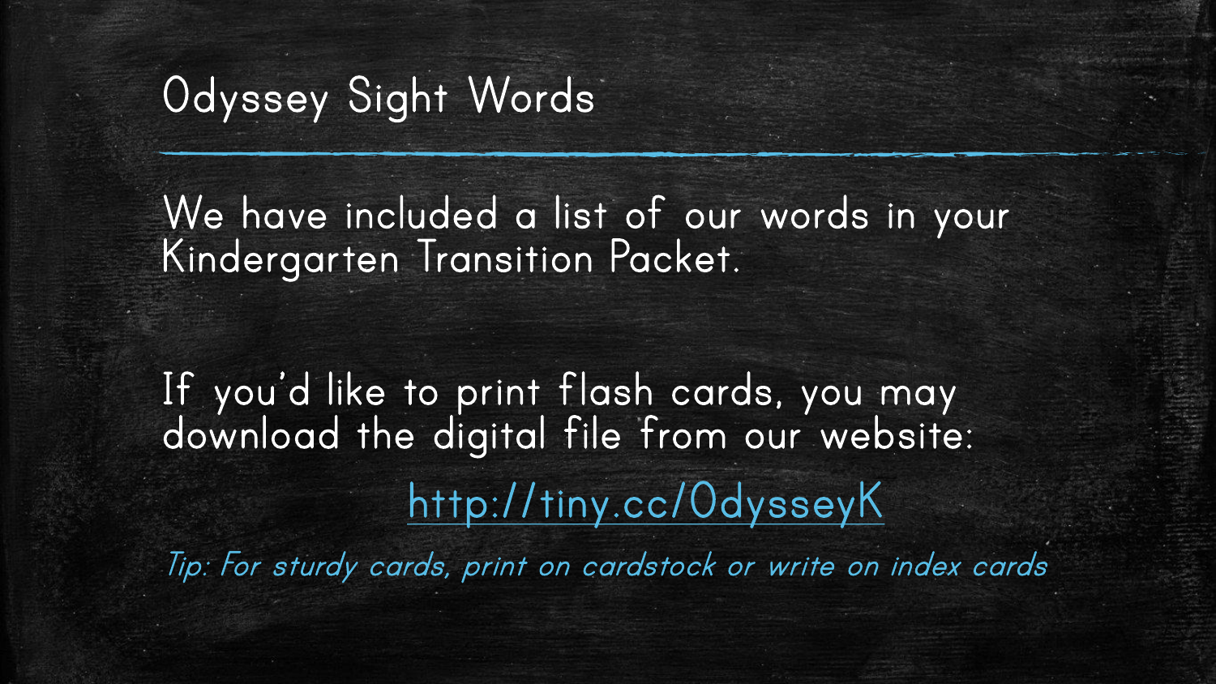# Odyssey Sight Words

We have included a list of our words in your Kindergarten Transition Packet.

If you'd like to print flash cards, you may download the digital file from our website:

http://tiny.cc/OdysseyK

*Tip: For sturdy cards, print on cardstock or write on index cards*